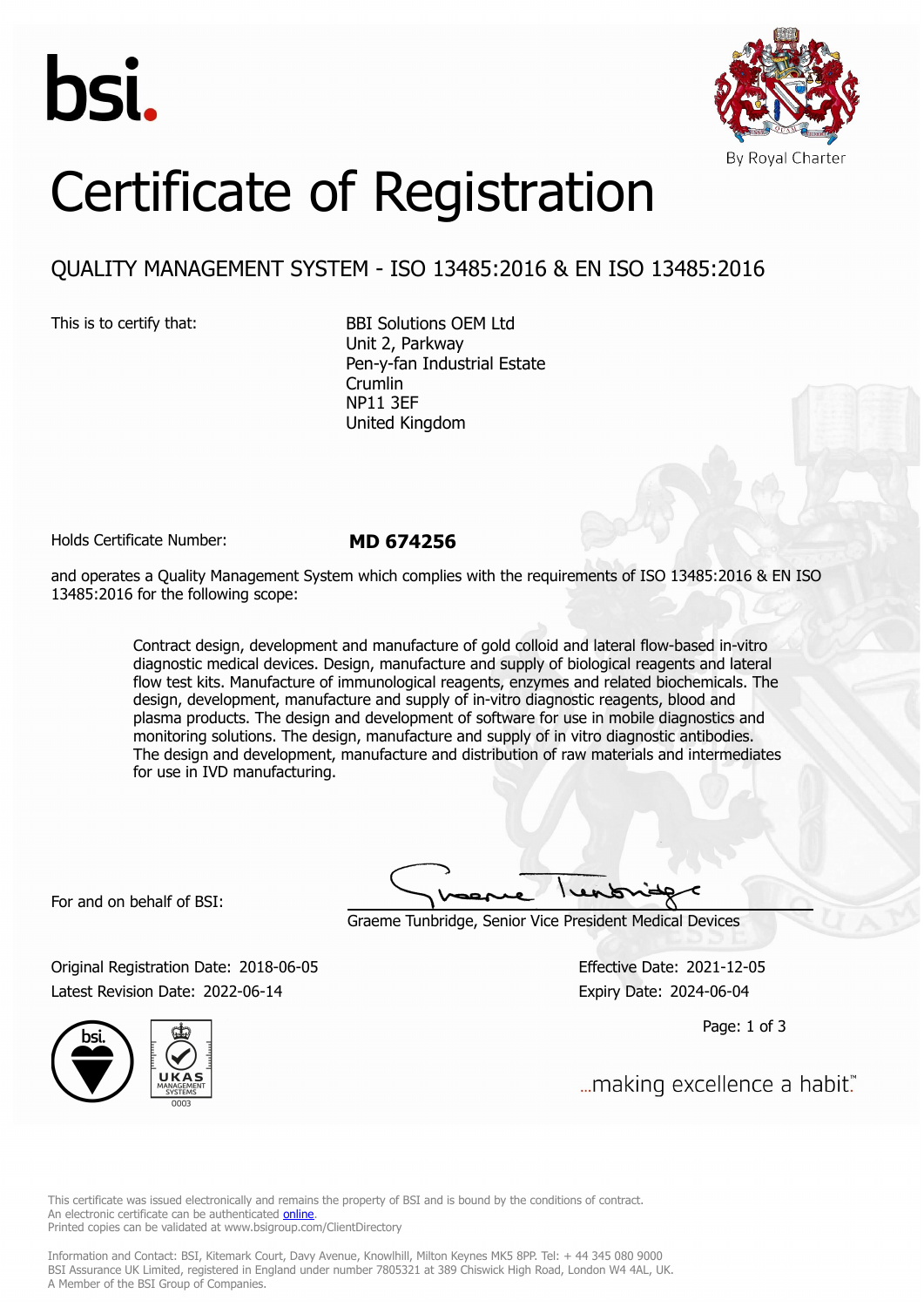bsi.

By Royal Charter

# Certificate of Registration

## QUALITY MANAGEMENT SYSTEM - ISO 13485:2016 & EN ISO 13485:2016

This is to certify that:

BBI Solutions OEM Ltd
Unit 2, Parkway
Pen-y-fan Industrial Estate
Crumlin
NP11 3EF
United Kingdom

Holds Certificate Number: **MD 674256**

and operates a Quality Management System which complies with the requirements of ISO 13485:2016 & EN ISO 13485:2016 for the following scope:

> Contract design, development and manufacture of gold colloid and lateral flow-based in-vitro diagnostic medical devices. Design, manufacture and supply of biological reagents and lateral flow test kits. Manufacture of immunological reagents, enzymes and related biochemicals. The design, development, manufacture and supply of in-vitro diagnostic reagents, blood and plasma products. The design and development of software for use in mobile diagnostics and monitoring solutions. The design, manufacture and supply of in vitro diagnostic antibodies. The design and development, manufacture and distribution of raw materials and intermediates for use in IVD manufacturing.

For and on behalf of BSI:

Graeme Tunbridge, Senior Vice President Medical Devices

Original Registration Date: 2018-06-05
Latest Revision Date: 2022-06-14

Effective Date: 2021-12-05
Expiry Date: 2024-06-04

...making excellence a habit.™

This certificate was issued electronically and remains the property of BSI and is bound by the conditions of contract.
An electronic certificate can be authenticated online.
Printed copies can be validated at www.bsigroup.com/ClientDirectory

Information and Contact: BSI, Kitemark Court, Davy Avenue, Knowlhill, Milton Keynes MK5 8PP. Tel: + 44 345 080 9000
BSI Assurance UK Limited, registered in England under number 7805321 at 389 Chiswick High Road, London W4 4AL, UK.
A Member of the BSI Group of Companies.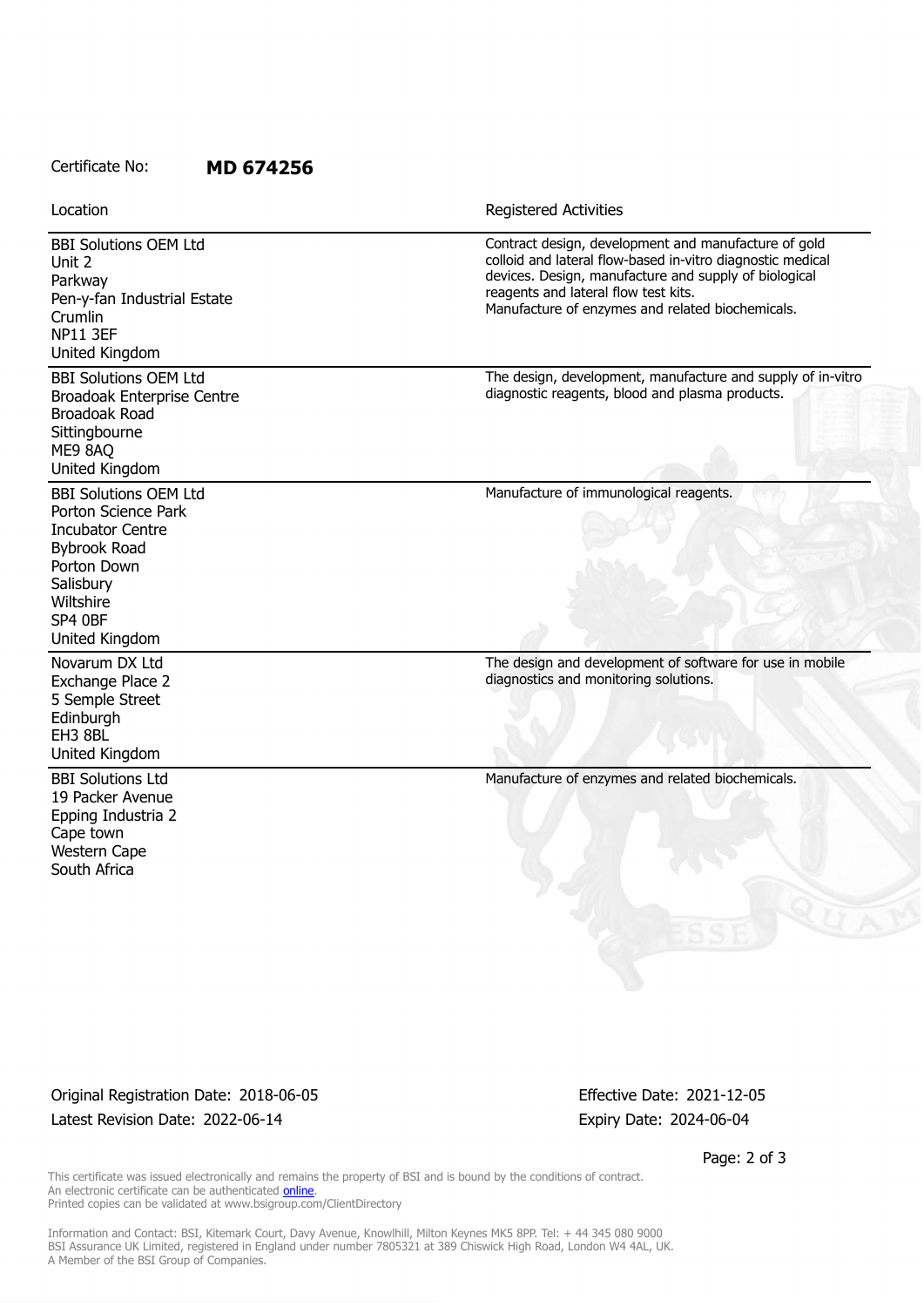Certificate No: **MD 674256**

| Location | Registered Activities |
| --- | --- |
| BBI Solutions OEM Ltd<br>Unit 2<br>Parkway<br>Pen-y-fan Industrial Estate<br>Crumlin<br>NP11 3EF<br>United Kingdom | Contract design, development and manufacture of gold colloid and lateral flow-based in-vitro diagnostic medical devices. Design, manufacture and supply of biological reagents and lateral flow test kits.<br>Manufacture of enzymes and related biochemicals. |
| BBI Solutions OEM Ltd<br>Broadoak Enterprise Centre<br>Broadoak Road<br>Sittingbourne<br>ME9 8AQ<br>United Kingdom | The design, development, manufacture and supply of in-vitro diagnostic reagents, blood and plasma products. |
| BBI Solutions OEM Ltd<br>Porton Science Park<br>Incubator Centre<br>Bybrook Road<br>Porton Down<br>Salisbury<br>Wiltshire<br>SP4 0BF<br>United Kingdom | Manufacture of immunological reagents. |
| Novarum DX Ltd<br>Exchange Place 2<br>5 Semple Street<br>Edinburgh<br>EH3 8BL<br>United Kingdom | The design and development of software for use in mobile diagnostics and monitoring solutions. |
| BBI Solutions Ltd<br>19 Packer Avenue<br>Epping Industria 2<br>Cape town<br>Western Cape<br>South Africa | Manufacture of enzymes and related biochemicals. |

Original Registration Date: 2018-06-05
Latest Revision Date: 2022-06-14

Effective Date: 2021-12-05
Expiry Date: 2024-06-04

This certificate was issued electronically and remains the property of BSI and is bound by the conditions of contract.
An electronic certificate can be authenticated online.
Printed copies can be validated at www.bsigroup.com/ClientDirectory

Information and Contact: BSI, Kitemark Court, Davy Avenue, Knowlhill, Milton Keynes MK5 8PP. Tel: + 44 345 080 9000
BSI Assurance UK Limited, registered in England under number 7805321 at 389 Chiswick High Road, London W4 4AL, UK.
A Member of the BSI Group of Companies.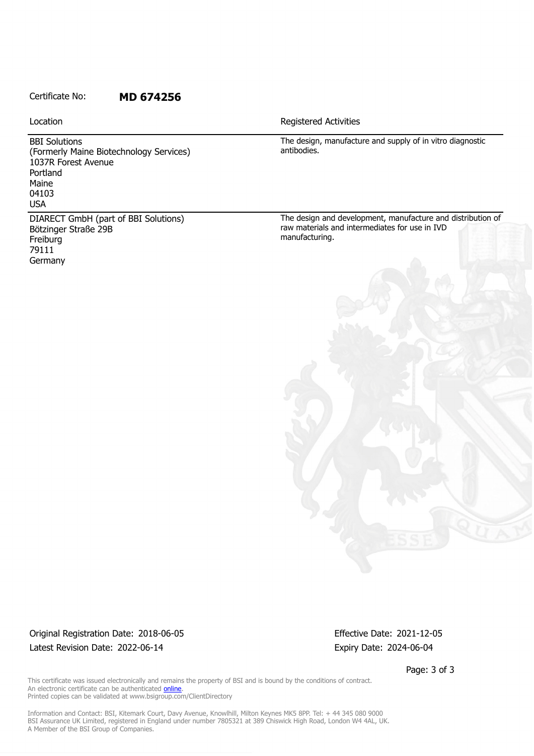Certificate No: **MD 674256**

| Location | Registered Activities |
|---|---|
| BBI Solutions<br>(Formerly Maine Biotechnology Services)<br>1037R Forest Avenue<br>Portland<br>Maine<br>04103<br>USA | The design, manufacture and supply of in vitro diagnostic antibodies. |
| DIARECT GmbH (part of BBI Solutions)<br>Bötzinger Straße 29B<br>Freiburg<br>79111<br>Germany | The design and development, manufacture and distribution of raw materials and intermediates for use in IVD manufacturing. |

Original Registration Date: 2018-06-05

Latest Revision Date: 2022-06-14

Effective Date: 2021-12-05

Expiry Date: 2024-06-04

This certificate was issued electronically and remains the property of BSI and is bound by the conditions of contract.
An electronic certificate can be authenticated online.
Printed copies can be validated at www.bsigroup.com/ClientDirectory

Information and Contact: BSI, Kitemark Court, Davy Avenue, Knowlhill, Milton Keynes MK5 8PP. Tel: + 44 345 080 9000
BSI Assurance UK Limited, registered in England under number 7805321 at 389 Chiswick High Road, London W4 4AL, UK.
A Member of the BSI Group of Companies.